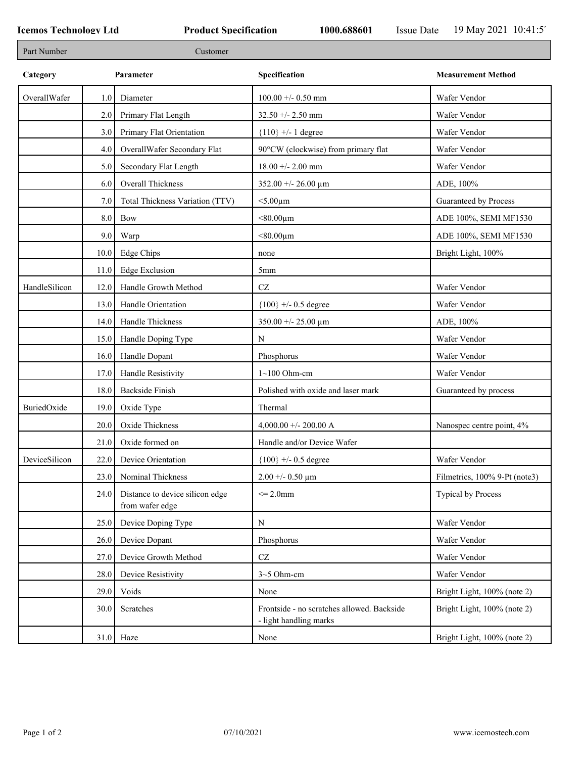Icemos Technology Ltd | Product Specification | 1000.688601 | Issue Date 19 May 2021 10:41:5´

| Part Number | Customer |
|---|---|

| Category | | Parameter | Specification | Measurement Method |
|---|---|---|---|---|
| OverallWafer | 1.0 | Diameter | 100.00 +/- 0.50 mm | Wafer Vendor |
| | 2.0 | Primary Flat Length | 32.50 +/- 2.50 mm | Wafer Vendor |
| | 3.0 | Primary Flat Orientation | {110} +/- 1 degree | Wafer Vendor |
| | 4.0 | OverallWafer Secondary Flat | 90°CW (clockwise) from primary flat | Wafer Vendor |
| | 5.0 | Secondary Flat Length | 18.00 +/- 2.00 mm | Wafer Vendor |
| | 6.0 | Overall Thickness | 352.00 +/- 26.00 µm | ADE, 100% |
| | 7.0 | Total Thickness Variation (TTV) | <5.00µm | Guaranteed by Process |
| | 8.0 | Bow | <80.00µm | ADE 100%, SEMI MF1530 |
| | 9.0 | Warp | <80.00µm | ADE 100%, SEMI MF1530 |
| | 10.0 | Edge Chips | none | Bright Light, 100% |
| | 11.0 | Edge Exclusion | 5mm | |
| HandleSilicon | 12.0 | Handle Growth Method | CZ | Wafer Vendor |
| | 13.0 | Handle Orientation | {100} +/- 0.5 degree | Wafer Vendor |
| | 14.0 | Handle Thickness | 350.00 +/- 25.00 µm | ADE, 100% |
| | 15.0 | Handle Doping Type | N | Wafer Vendor |
| | 16.0 | Handle Dopant | Phosphorus | Wafer Vendor |
| | 17.0 | Handle Resistivity | 1~100 Ohm-cm | Wafer Vendor |
| | 18.0 | Backside Finish | Polished with oxide and laser mark | Guaranteed by process |
| BuriedOxide | 19.0 | Oxide Type | Thermal | |
| | 20.0 | Oxide Thickness | 4,000.00 +/- 200.00 A | Nanospec centre point, 4% |
| | 21.0 | Oxide formed on | Handle and/or Device Wafer | |
| DeviceSilicon | 22.0 | Device Orientation | {100} +/- 0.5 degree | Wafer Vendor |
| | 23.0 | Nominal Thickness | 2.00 +/- 0.50 µm | Filmetrics, 100% 9-Pt (note3) |
| | 24.0 | Distance to device silicon edge from wafer edge | <= 2.0mm | Typical by Process |
| | 25.0 | Device Doping Type | N | Wafer Vendor |
| | 26.0 | Device Dopant | Phosphorus | Wafer Vendor |
| | 27.0 | Device Growth Method | CZ | Wafer Vendor |
| | 28.0 | Device Resistivity | 3~5 Ohm-cm | Wafer Vendor |
| | 29.0 | Voids | None | Bright Light, 100% (note 2) |
| | 30.0 | Scratches | Frontside - no scratches allowed. Backside - light handling marks | Bright Light, 100% (note 2) |
| | 31.0 | Haze | None | Bright Light, 100% (note 2) |

07/10/2021

www.icemostech.com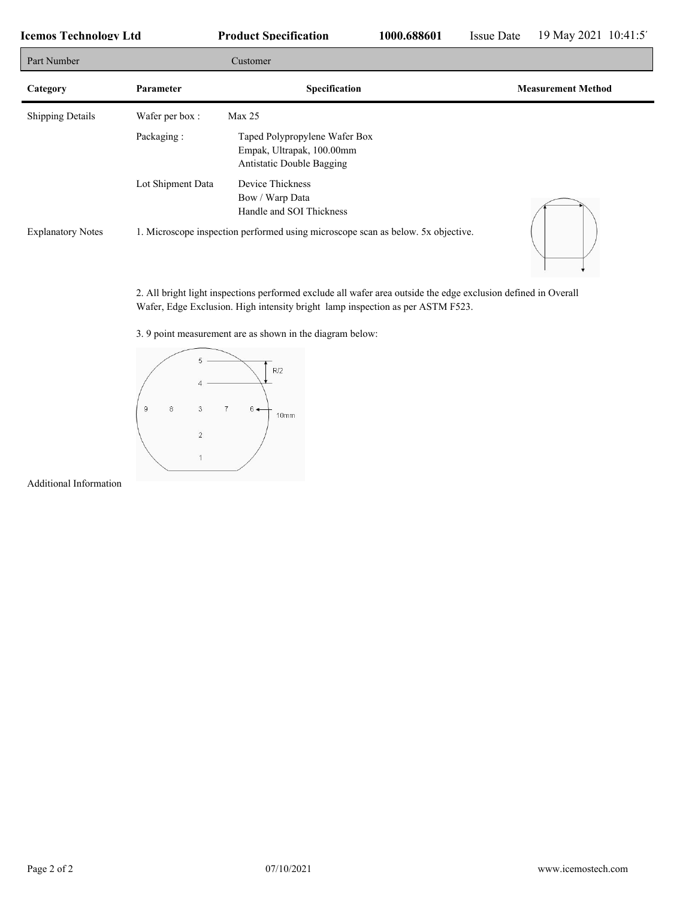| Part Number | Customer | | |
|---|---|---|---|
| **Category** | **Parameter** | **Specification** | **Measurement Method** |
| Shipping Details | Wafer per box : | Max 25 | |
| | Packaging : | Taped Polypropylene Wafer Box<br>Empak, Ultrapak, 100.00mm<br>Antistatic Double Bagging | |
| | Lot Shipment Data | Device Thickness<br>Bow / Warp Data<br>Handle and SOI Thickness | |

Explanatory Notes

1. Microscope inspection performed using microscope scan as below. 5x objective.

2. All bright light inspections performed exclude all wafer area outside the edge exclusion defined in Overall Wafer, Edge Exclusion. High intensity bright lamp inspection as per ASTM F523.

3. 9 point measurement are as shown in the diagram below:

5
4
9 8 3 7 6
2
1
R/2
10mm

Additional Information